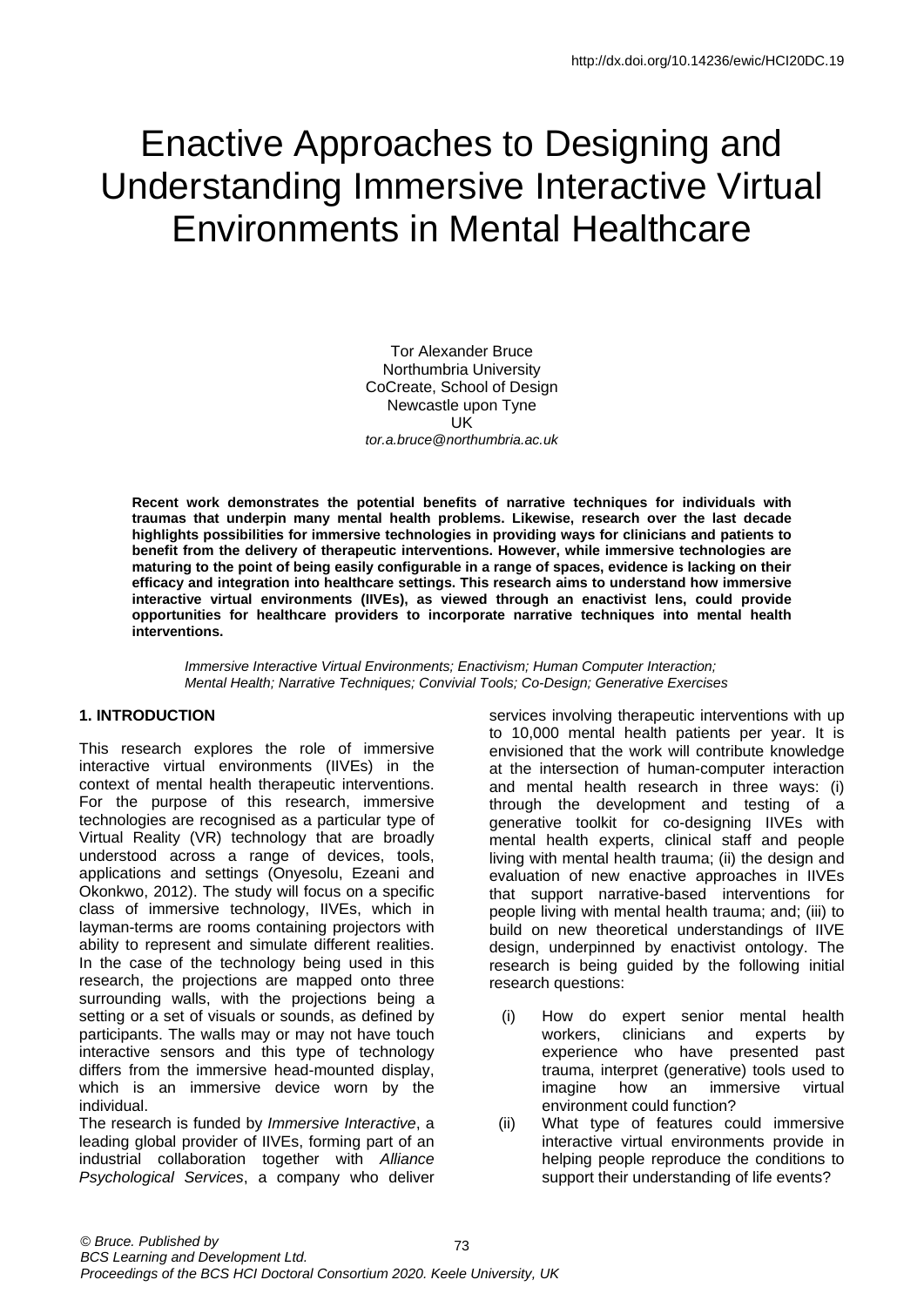http://dx.doi.org/10.14236/ewic/HCI20DC.19

# Enactive Approaches to Designing and Understanding Immersive Interactive Virtual Environments in Mental Healthcare

Tor Alexander Bruce
Northumbria University
CoCreate, School of Design
Newcastle upon Tyne
UK
*tor.a.bruce@northumbria.ac.uk*

**Recent work demonstrates the potential benefits of narrative techniques for individuals with traumas that underpin many mental health problems. Likewise, research over the last decade highlights possibilities for immersive technologies in providing ways for clinicians and patients to benefit from the delivery of therapeutic interventions. However, while immersive technologies are maturing to the point of being easily configurable in a range of spaces, evidence is lacking on their efficacy and integration into healthcare settings. This research aims to understand how immersive interactive virtual environments (IIVEs), as viewed through an enactivist lens, could provide opportunities for healthcare providers to incorporate narrative techniques into mental health interventions.**

*Immersive Interactive Virtual Environments; Enactivism; Human Computer Interaction; Mental Health; Narrative Techniques; Convivial Tools; Co-Design; Generative Exercises*

## 1. INTRODUCTION

This research explores the role of immersive interactive virtual environments (IIVEs) in the context of mental health therapeutic interventions. For the purpose of this research, immersive technologies are recognised as a particular type of Virtual Reality (VR) technology that are broadly understood across a range of devices, tools, applications and settings (Onyesolu, Ezeani and Okonkwo, 2012). The study will focus on a specific class of immersive technology, IIVEs, which in layman-terms are rooms containing projectors with ability to represent and simulate different realities. In the case of the technology being used in this research, the projections are mapped onto three surrounding walls, with the projections being a setting or a set of visuals or sounds, as defined by participants. The walls may or may not have touch interactive sensors and this type of technology differs from the immersive head-mounted display, which is an immersive device worn by the individual.

The research is funded by *Immersive Interactive*, a leading global provider of IIVEs, forming part of an industrial collaboration together with *Alliance Psychological Services*, a company who deliver services involving therapeutic interventions with up to 10,000 mental health patients per year. It is envisioned that the work will contribute knowledge at the intersection of human-computer interaction and mental health research in three ways: (i) through the development and testing of a generative toolkit for co-designing IIVEs with mental health experts, clinical staff and people living with mental health trauma; (ii) the design and evaluation of new enactive approaches in IIVEs that support narrative-based interventions for people living with mental health trauma; and; (iii) to build on new theoretical understandings of IIVE design, underpinned by enactivist ontology. The research is being guided by the following initial research questions:

(i) How do expert senior mental health workers, clinicians and experts by experience who have presented past trauma, interpret (generative) tools used to imagine how an immersive virtual environment could function?

(ii) What type of features could immersive interactive virtual environments provide in helping people reproduce the conditions to support their understanding of life events?

*© Bruce. Published by BCS Learning and Development Ltd. Proceedings of the BCS HCI Doctoral Consortium 2020. Keele University, UK*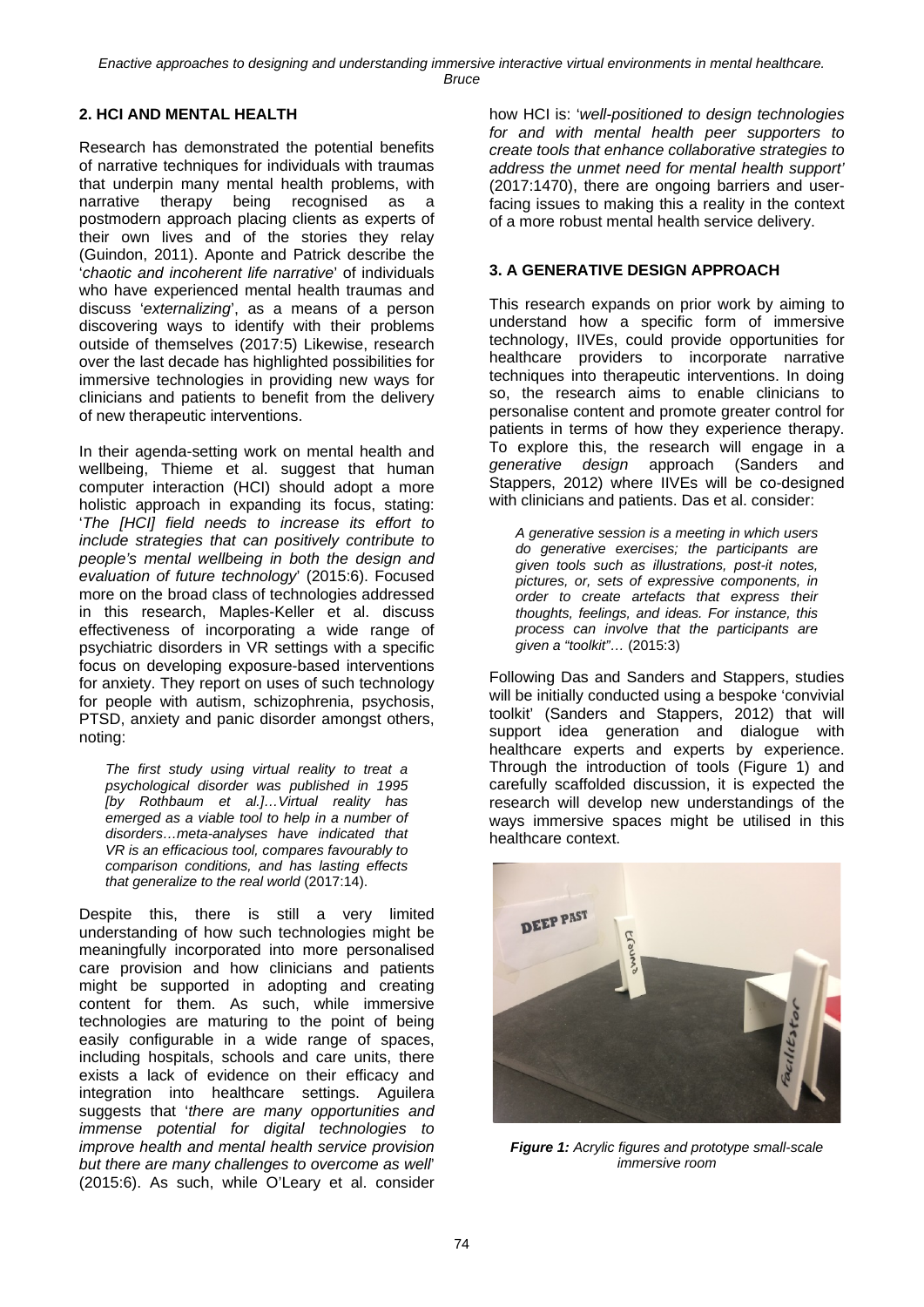## 2. HCI AND MENTAL HEALTH

Research has demonstrated the potential benefits of narrative techniques for individuals with traumas that underpin many mental health problems, with narrative therapy being recognised as a postmodern approach placing clients as experts of their own lives and of the stories they relay (Guindon, 2011). Aponte and Patrick describe the '*chaotic and incoherent life narrative*' of individuals who have experienced mental health traumas and discuss '*externalizing*', as a means of a person discovering ways to identify with their problems outside of themselves (2017:5) Likewise, research over the last decade has highlighted possibilities for immersive technologies in providing new ways for clinicians and patients to benefit from the delivery of new therapeutic interventions.

In their agenda-setting work on mental health and wellbeing, Thieme et al. suggest that human computer interaction (HCI) should adopt a more holistic approach in expanding its focus, stating: '*The [HCI] field needs to increase its effort to include strategies that can positively contribute to people's mental wellbeing in both the design and evaluation of future technology*' (2015:6). Focused more on the broad class of technologies addressed in this research, Maples-Keller et al. discuss effectiveness of incorporating a wide range of psychiatric disorders in VR settings with a specific focus on developing exposure-based interventions for anxiety. They report on uses of such technology for people with autism, schizophrenia, psychosis, PTSD, anxiety and panic disorder amongst others, noting:

> *The first study using virtual reality to treat a psychological disorder was published in 1995 [by Rothbaum et al.]…Virtual reality has emerged as a viable tool to help in a number of disorders…meta-analyses have indicated that VR is an efficacious tool, compares favourably to comparison conditions, and has lasting effects that generalize to the real world* (2017:14).

Despite this, there is still a very limited understanding of how such technologies might be meaningfully incorporated into more personalised care provision and how clinicians and patients might be supported in adopting and creating content for them. As such, while immersive technologies are maturing to the point of being easily configurable in a wide range of spaces, including hospitals, schools and care units, there exists a lack of evidence on their efficacy and integration into healthcare settings. Aguilera suggests that '*there are many opportunities and immense potential for digital technologies to improve health and mental health service provision but there are many challenges to overcome as well*' (2015:6). As such, while O'Leary et al. consider how HCI is: '*well-positioned to design technologies for and with mental health peer supporters to create tools that enhance collaborative strategies to address the unmet need for mental health support'* (2017:1470), there are ongoing barriers and user-facing issues to making this a reality in the context of a more robust mental health service delivery.

## 3. A GENERATIVE DESIGN APPROACH

This research expands on prior work by aiming to understand how a specific form of immersive technology, IIVEs, could provide opportunities for healthcare providers to incorporate narrative techniques into therapeutic interventions. In doing so, the research aims to enable clinicians to personalise content and promote greater control for patients in terms of how they experience therapy. To explore this, the research will engage in a *generative design* approach (Sanders and Stappers, 2012) where IIVEs will be co-designed with clinicians and patients. Das et al. consider:

> *A generative session is a meeting in which users do generative exercises; the participants are given tools such as illustrations, post-it notes, pictures, or, sets of expressive components, in order to create artefacts that express their thoughts, feelings, and ideas. For instance, this process can involve that the participants are given a "toolkit"…* (2015:3)

Following Das and Sanders and Stappers, studies will be initially conducted using a bespoke 'convivial toolkit' (Sanders and Stappers, 2012) that will support idea generation and dialogue with healthcare experts and experts by experience. Through the introduction of tools (Figure 1) and carefully scaffolded discussion, it is expected the research will develop new understandings of the ways immersive spaces might be utilised in this healthcare context.

***Figure 1:** Acrylic figures and prototype small-scale immersive room*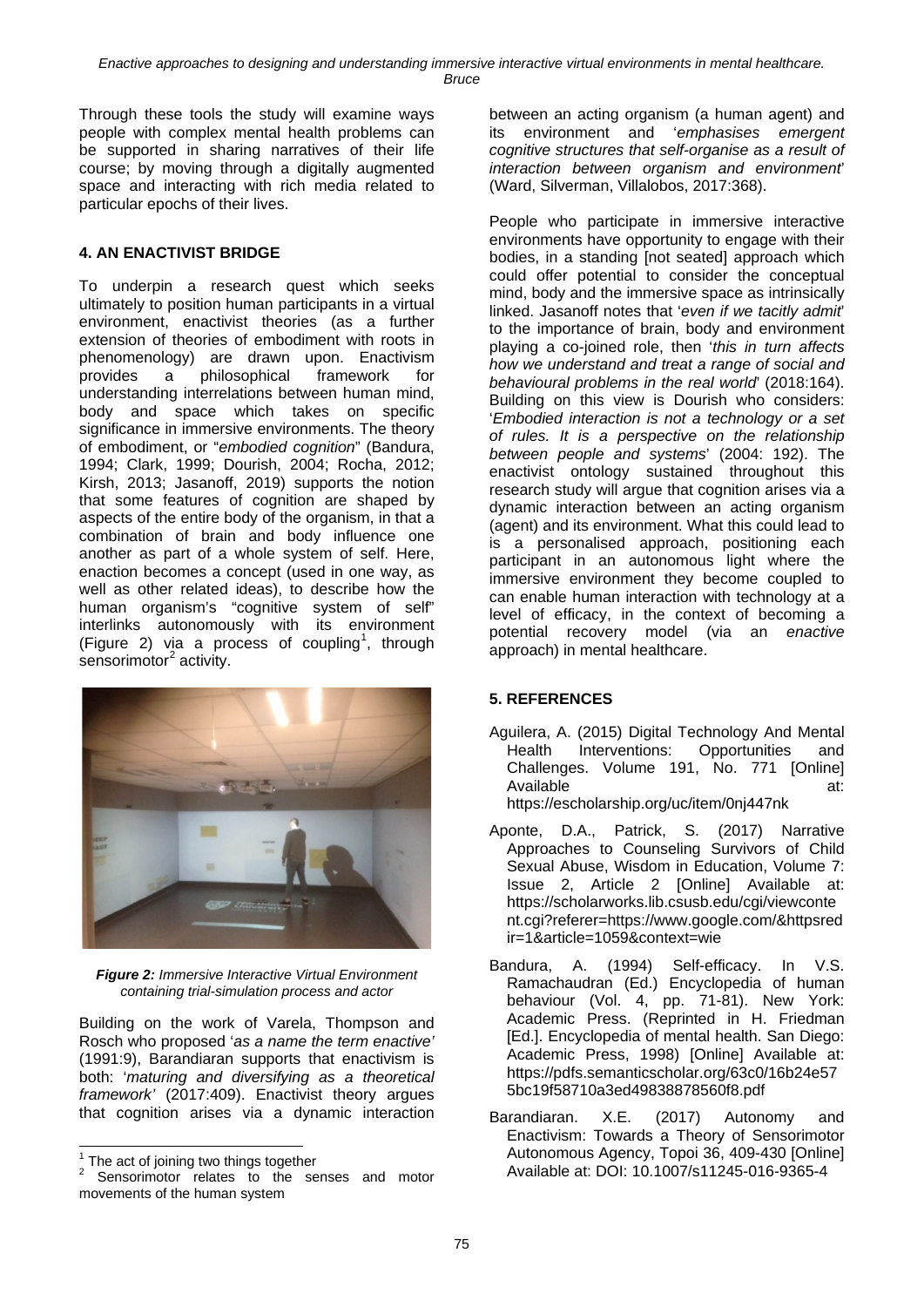Through these tools the study will examine ways people with complex mental health problems can be supported in sharing narratives of their life course; by moving through a digitally augmented space and interacting with rich media related to particular epochs of their lives.

## 4. AN ENACTIVIST BRIDGE

To underpin a research quest which seeks ultimately to position human participants in a virtual environment, enactivist theories (as a further extension of theories of embodiment with roots in phenomenology) are drawn upon. Enactivism provides a philosophical framework for understanding interrelations between human mind, body and space which takes on specific significance in immersive environments. The theory of embodiment, or "*embodied cognition*" (Bandura, 1994; Clark, 1999; Dourish, 2004; Rocha, 2012; Kirsh, 2013; Jasanoff, 2019) supports the notion that some features of cognition are shaped by aspects of the entire body of the organism, in that a combination of brain and body influence one another as part of a whole system of self. Here, enaction becomes a concept (used in one way, as well as other related ideas), to describe how the human organism's "cognitive system of self" interlinks autonomously with its environment (Figure 2) via a process of coupling[1], through sensorimotor[2] activity.

***Figure 2:*** *Immersive Interactive Virtual Environment containing trial-simulation process and actor*

Building on the work of Varela, Thompson and Rosch who proposed '*as a name the term enactive'* (1991:9), Barandiaran supports that enactivism is both: '*maturing and diversifying as a theoretical framework'* (2017:409). Enactivist theory argues that cognition arises via a dynamic interaction between an acting organism (a human agent) and its environment and '*emphasises emergent cognitive structures that self-organise as a result of interaction between organism and environment*' (Ward, Silverman, Villalobos, 2017:368).

People who participate in immersive interactive environments have opportunity to engage with their bodies, in a standing [not seated] approach which could offer potential to consider the conceptual mind, body and the immersive space as intrinsically linked. Jasanoff notes that '*even if we tacitly admit*' to the importance of brain, body and environment playing a co-joined role, then '*this in turn affects how we understand and treat a range of social and behavioural problems in the real world*' (2018:164). Building on this view is Dourish who considers: '*Embodied interaction is not a technology or a set of rules. It is a perspective on the relationship between people and systems*' (2004: 192). The enactivist ontology sustained throughout this research study will argue that cognition arises via a dynamic interaction between an acting organism (agent) and its environment. What this could lead to is a personalised approach, positioning each participant in an autonomous light where the immersive environment they become coupled to can enable human interaction with technology at a level of efficacy, in the context of becoming a potential recovery model (via an *enactive* approach) in mental healthcare.

## 5. REFERENCES

Aguilera, A. (2015) Digital Technology And Mental Health Interventions: Opportunities and Challenges. Volume 191, No. 771 [Online] Available at: https://escholarship.org/uc/item/0nj447nk

Aponte, D.A., Patrick, S. (2017) Narrative Approaches to Counseling Survivors of Child Sexual Abuse, Wisdom in Education, Volume 7: Issue 2, Article 2 [Online] Available at: https://scholarworks.lib.csusb.edu/cgi/viewcontent.cgi?referer=https://www.google.com/&httpsredir=1&article=1059&context=wie

Bandura, A. (1994) Self-efficacy. In V.S. Ramachaudran (Ed.) Encyclopedia of human behaviour (Vol. 4, pp. 71-81). New York: Academic Press. (Reprinted in H. Friedman [Ed.]. Encyclopedia of mental health. San Diego: Academic Press, 1998) [Online] Available at: https://pdfs.semanticscholar.org/63c0/16b24e575bc19f58710a3ed49838878560f8.pdf

Barandiaran. X.E. (2017) Autonomy and Enactivism: Towards a Theory of Sensorimotor Autonomous Agency, Topoi 36, 409-430 [Online] Available at: DOI: 10.1007/s11245-016-9365-4

---

[1] The act of joining two things together

[2] Sensorimotor relates to the senses and motor movements of the human system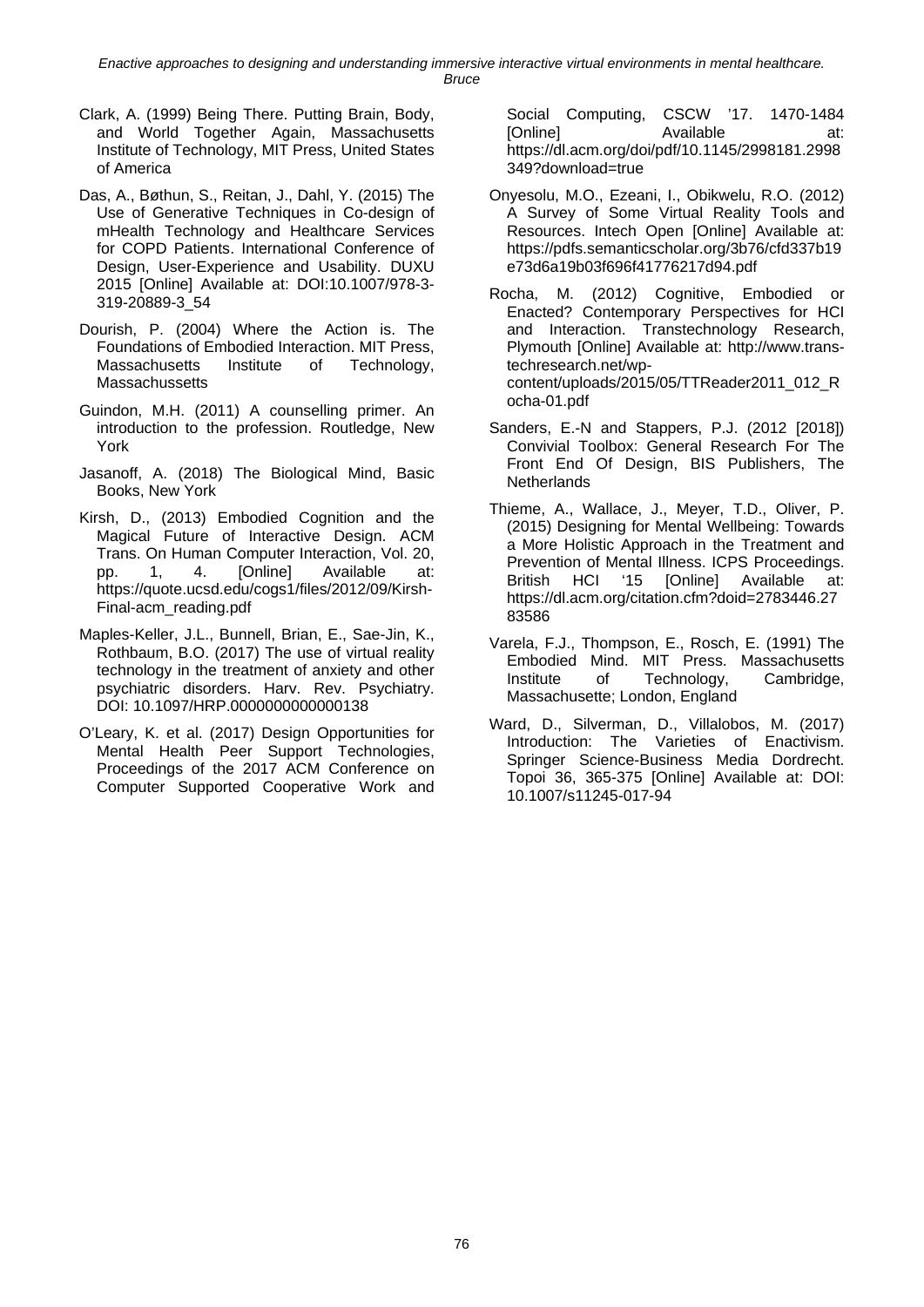Clark, A. (1999) Being There. Putting Brain, Body, and World Together Again, Massachusetts Institute of Technology, MIT Press, United States of America

Das, A., Bøthun, S., Reitan, J., Dahl, Y. (2015) The Use of Generative Techniques in Co-design of mHealth Technology and Healthcare Services for COPD Patients. International Conference of Design, User-Experience and Usability. DUXU 2015 [Online] Available at: DOI:10.1007/978-3-319-20889-3_54

Dourish, P. (2004) Where the Action is. The Foundations of Embodied Interaction. MIT Press, Massachusetts Institute of Technology, Massachussetts

Guindon, M.H. (2011) A counselling primer. An introduction to the profession. Routledge, New York

Jasanoff, A. (2018) The Biological Mind, Basic Books, New York

Kirsh, D., (2013) Embodied Cognition and the Magical Future of Interactive Design. ACM Trans. On Human Computer Interaction, Vol. 20, pp. 1, 4. [Online] Available at: https://quote.ucsd.edu/cogs1/files/2012/09/Kirsh-Final-acm_reading.pdf

Maples-Keller, J.L., Bunnell, Brian, E., Sae-Jin, K., Rothbaum, B.O. (2017) The use of virtual reality technology in the treatment of anxiety and other psychiatric disorders. Harv. Rev. Psychiatry. DOI: 10.1097/HRP.0000000000000138

O'Leary, K. et al. (2017) Design Opportunities for Mental Health Peer Support Technologies, Proceedings of the 2017 ACM Conference on Computer Supported Cooperative Work and Social Computing, CSCW '17. 1470-1484 [Online] Available at: https://dl.acm.org/doi/pdf/10.1145/2998181.2998349?download=true

Onyesolu, M.O., Ezeani, I., Obikwelu, R.O. (2012) A Survey of Some Virtual Reality Tools and Resources. Intech Open [Online] Available at: https://pdfs.semanticscholar.org/3b76/cfd337b19e73d6a19b03f696f41776217d94.pdf

Rocha, M. (2012) Cognitive, Embodied or Enacted? Contemporary Perspectives for HCI and Interaction. Transtechnology Research, Plymouth [Online] Available at: http://www.trans-techresearch.net/wp-content/uploads/2015/05/TTReader2011_012_Rocha-01.pdf

Sanders, E.-N and Stappers, P.J. (2012 [2018]) Convivial Toolbox: General Research For The Front End Of Design, BIS Publishers, The Netherlands

Thieme, A., Wallace, J., Meyer, T.D., Oliver, P. (2015) Designing for Mental Wellbeing: Towards a More Holistic Approach in the Treatment and Prevention of Mental Illness. ICPS Proceedings. British HCI '15 [Online] Available at: https://dl.acm.org/citation.cfm?doid=2783446.2783586

Varela, F.J., Thompson, E., Rosch, E. (1991) The Embodied Mind. MIT Press. Massachusetts Institute of Technology, Cambridge, Massachusette; London, England

Ward, D., Silverman, D., Villalobos, M. (2017) Introduction: The Varieties of Enactivism. Springer Science-Business Media Dordrecht. Topoi 36, 365-375 [Online] Available at: DOI: 10.1007/s11245-017-94